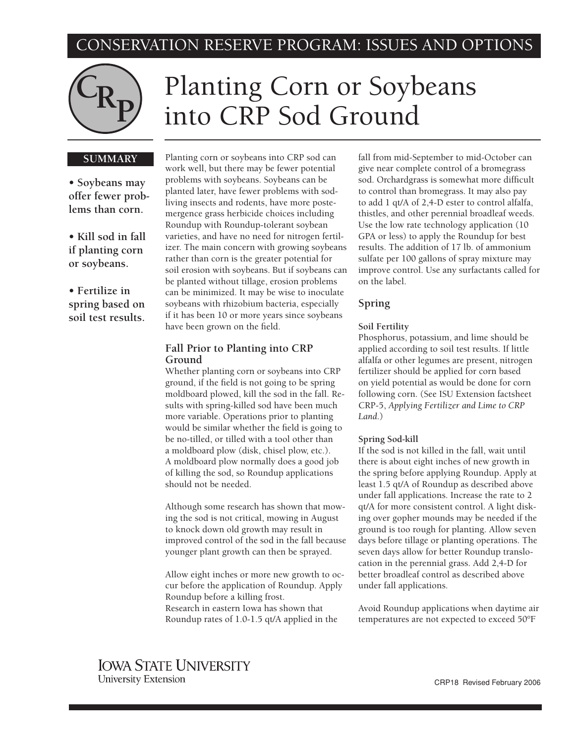CONSERVATION RESERVE PROGRAM: ISSUES AND OPTIONS

# Planting Corn or Soybeans into CRP Sod Ground

**SUMMARY**

- **Soybeans may offer fewer problems than corn.**
- **Kill sod in fall if planting corn or soybeans.**
- **Fertilize in spring based on soil test results.**

Planting corn or soybeans into CRP sod can work well, but there may be fewer potential problems with soybeans. Soybeans can be planted later, have fewer problems with sod-living insects and rodents, have more postemergence grass herbicide choices including Roundup with Roundup-tolerant soybean varieties, and have no need for nitrogen fertilizer. The main concern with growing soybeans rather than corn is the greater potential for soil erosion with soybeans. But if soybeans can be planted without tillage, erosion problems can be minimized. It may be wise to inoculate soybeans with rhizobium bacteria, especially if it has been 10 or more years since soybeans have been grown on the field.

## Fall Prior to Planting into CRP Ground

Whether planting corn or soybeans into CRP ground, if the field is not going to be spring moldboard plowed, kill the sod in the fall. Results with spring-killed sod have been much more variable. Operations prior to planting would be similar whether the field is going to be no-tilled, or tilled with a tool other than a moldboard plow (disk, chisel plow, etc.). A moldboard plow normally does a good job of killing the sod, so Roundup applications should not be needed.

Although some research has shown that mowing the sod is not critical, mowing in August to knock down old growth may result in improved control of the sod in the fall because younger plant growth can then be sprayed.

Allow eight inches or more new growth to occur before the application of Roundup. Apply Roundup before a killing frost.
Research in eastern Iowa has shown that Roundup rates of 1.0-1.5 qt/A applied in the fall from mid-September to mid-October can give near complete control of a bromegrass sod. Orchardgrass is somewhat more difficult to control than bromegrass. It may also pay to add 1 qt/A of 2,4-D ester to control alfalfa, thistles, and other perennial broadleaf weeds. Use the low rate technology application (10 GPA or less) to apply the Roundup for best results. The addition of 17 lb. of ammonium sulfate per 100 gallons of spray mixture may improve control. Use any surfactants called for on the label.

## Spring

### Soil Fertility

Phosphorus, potassium, and lime should be applied according to soil test results. If little alfalfa or other legumes are present, nitrogen fertilizer should be applied for corn based on yield potential as would be done for corn following corn. (See ISU Extension factsheet CRP-5, *Applying Fertilizer and Lime to CRP Land.*)

### Spring Sod-kill

If the sod is not killed in the fall, wait until there is about eight inches of new growth in the spring before applying Roundup. Apply at least 1.5 qt/A of Roundup as described above under fall applications. Increase the rate to 2 qt/A for more consistent control. A light disking over gopher mounds may be needed if the ground is too rough for planting. Allow seven days before tillage or planting operations. The seven days allow for better Roundup translocation in the perennial grass. Add 2,4-D for better broadleaf control as described above under fall applications.

Avoid Roundup applications when daytime air temperatures are not expected to exceed 50°F

IOWA STATE UNIVERSITY
University Extension

CRP18 Revised February 2006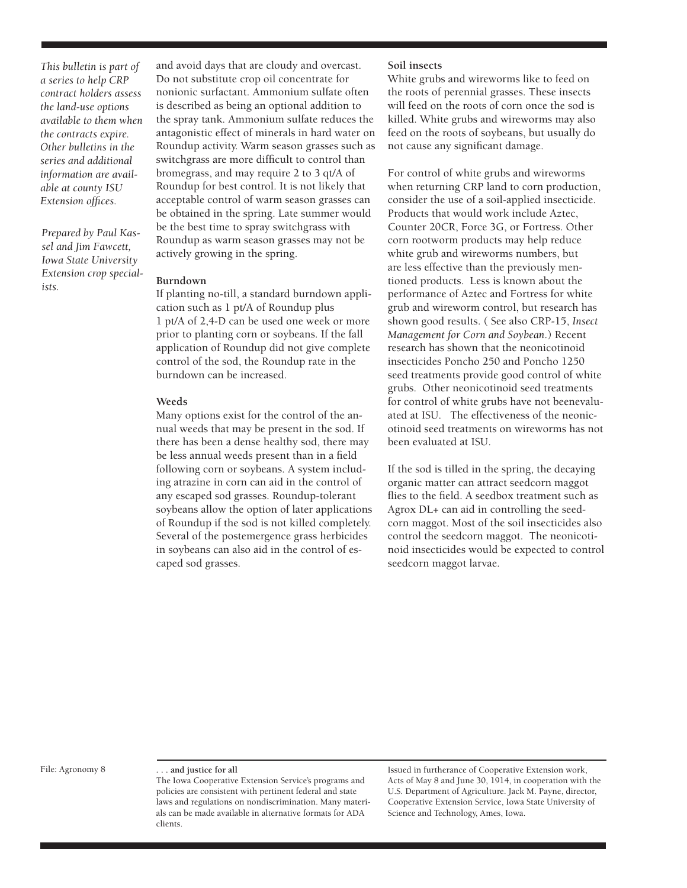*This bulletin is part of a series to help CRP contract holders assess the land-use options available to them when the contracts expire. Other bulletins in the series and additional information are available at county ISU Extension offices.*

*Prepared by Paul Kassel and Jim Fawcett, Iowa State University Extension crop specialists.*

and avoid days that are cloudy and overcast. Do not substitute crop oil concentrate for nonionic surfactant. Ammonium sulfate often is described as being an optional addition to the spray tank. Ammonium sulfate reduces the antagonistic effect of minerals in hard water on Roundup activity. Warm season grasses such as switchgrass are more difficult to control than bromegrass, and may require 2 to 3 qt/A of Roundup for best control. It is not likely that acceptable control of warm season grasses can be obtained in the spring. Late summer would be the best time to spray switchgrass with Roundup as warm season grasses may not be actively growing in the spring.

**Burndown**

If planting no-till, a standard burndown application such as 1 pt/A of Roundup plus 1 pt/A of 2,4-D can be used one week or more prior to planting corn or soybeans. If the fall application of Roundup did not give complete control of the sod, the Roundup rate in the burndown can be increased.

**Weeds**

Many options exist for the control of the annual weeds that may be present in the sod. If there has been a dense healthy sod, there may be less annual weeds present than in a field following corn or soybeans. A system including atrazine in corn can aid in the control of any escaped sod grasses. Roundup-tolerant soybeans allow the option of later applications of Roundup if the sod is not killed completely. Several of the postemergence grass herbicides in soybeans can also aid in the control of escaped sod grasses.

**Soil insects**

White grubs and wireworms like to feed on the roots of perennial grasses. These insects will feed on the roots of corn once the sod is killed. White grubs and wireworms may also feed on the roots of soybeans, but usually do not cause any significant damage.

For control of white grubs and wireworms when returning CRP land to corn production, consider the use of a soil-applied insecticide. Products that would work include Aztec, Counter 20CR, Force 3G, or Fortress. Other corn rootworm products may help reduce white grub and wireworms numbers, but are less effective than the previously mentioned products. Less is known about the performance of Aztec and Fortress for white grub and wireworm control, but research has shown good results. ( See also CRP-15, *Insect Management for Corn and Soybean*.) Recent research has shown that the neonicotinoid insecticides Poncho 250 and Poncho 1250 seed treatments provide good control of white grubs. Other neonicotinoid seed treatments for control of white grubs have not beenevaluated at ISU. The effectiveness of the neonicotinoid seed treatments on wireworms has not been evaluated at ISU.

If the sod is tilled in the spring, the decaying organic matter can attract seedcorn maggot flies to the field. A seedbox treatment such as Agrox DL+ can aid in controlling the seedcorn maggot. Most of the soil insecticides also control the seedcorn maggot. The neonicotinoid insecticides would be expected to control seedcorn maggot larvae.

File: Agronomy 8

**. . . and justice for all**
The Iowa Cooperative Extension Service's programs and policies are consistent with pertinent federal and state laws and regulations on nondiscrimination. Many materials can be made available in alternative formats for ADA clients.

Issued in furtherance of Cooperative Extension work, Acts of May 8 and June 30, 1914, in cooperation with the U.S. Department of Agriculture. Jack M. Payne, director, Cooperative Extension Service, Iowa State University of Science and Technology, Ames, Iowa.